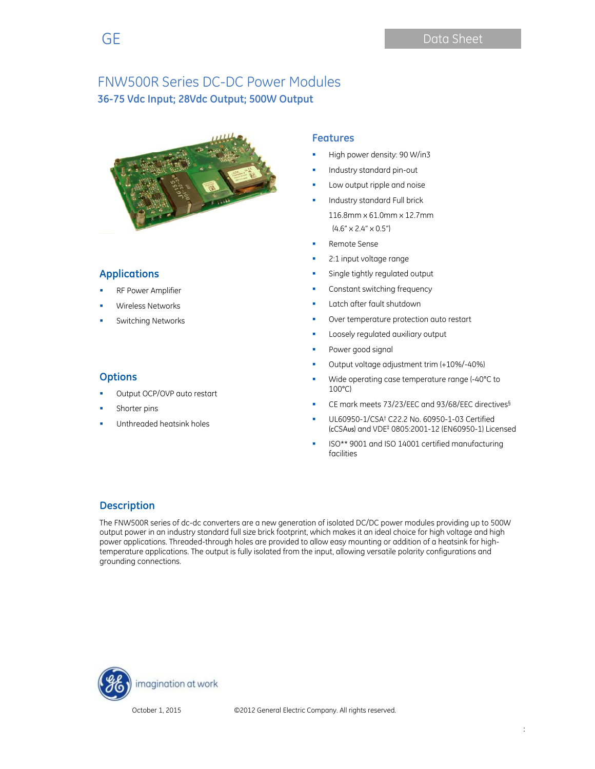# FNW500R Series DC-DC Power Modules

## 36-75 Vdc Input; 28Vdc Output; 500W Output

## Applications

- RF Power Amplifier
- Wireless Networks
- Switching Networks

## Options

- Output OCP/OVP auto restart
- Shorter pins
- Unthreaded heatsink holes

## Features

- High power density: 90 W/in3
- Industry standard pin-out
- Low output ripple and noise
- Industry standard Full brick

  116.8mm x 61.0mm x 12.7mm

  (4.6" x 2.4" x 0.5")
- Remote Sense
- 2:1 input voltage range
- Single tightly regulated output
- Constant switching frequency
- Latch after fault shutdown
- Over temperature protection auto restart
- Loosely regulated auxiliary output
- Power good signal
- Output voltage adjustment trim (+10%/-40%)
- Wide operating case temperature range (-40°C to 100°C)
- CE mark meets 73/23/EEC and 93/68/EEC directives§
- UL60950-1/CSA† C22.2 No. 60950-1-03 Certified (cCSAus) and VDE‡ 0805:2001-12 (EN60950-1) Licensed
- ISO** 9001 and ISO 14001 certified manufacturing facilities

## Description

The FNW500R series of dc-dc converters are a new generation of isolated DC/DC power modules providing up to 500W output power in an industry standard full size brick footprint, which makes it an ideal choice for high voltage and high power applications. Threaded-through holes are provided to allow easy mounting or addition of a heatsink for high-temperature applications. The output is fully isolated from the input, allowing versatile polarity configurations and grounding connections.

October 1, 2015 ©2012 General Electric Company. All rights reserved.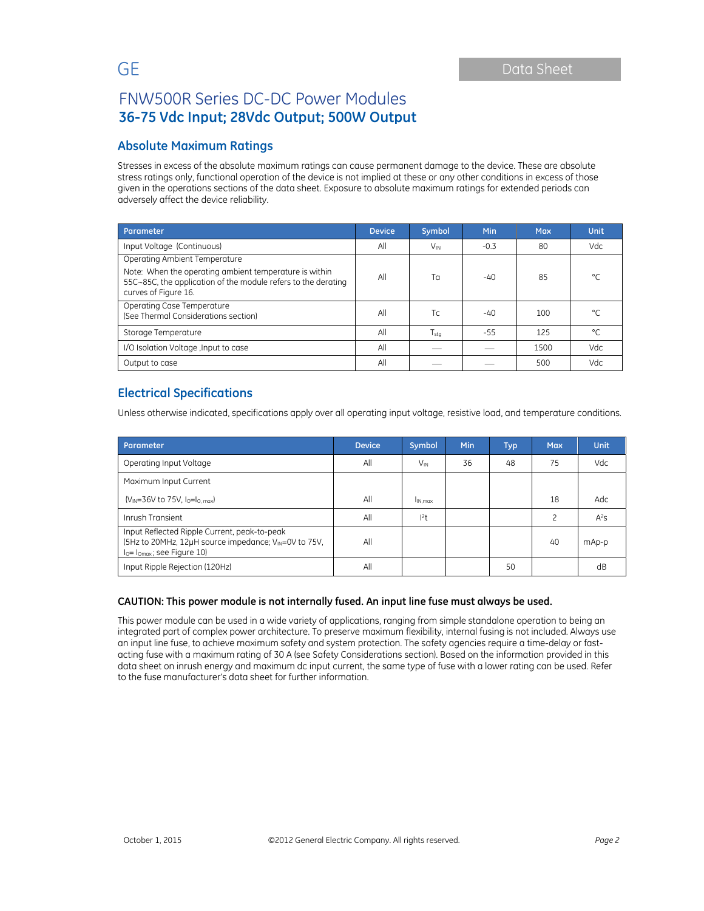# FNW500R Series DC-DC Power Modules

## 36-75 Vdc Input; 28Vdc Output; 500W Output

## Absolute Maximum Ratings

Stresses in excess of the absolute maximum ratings can cause permanent damage to the device. These are absolute stress ratings only, functional operation of the device is not implied at these or any other conditions in excess of those given in the operations sections of the data sheet. Exposure to absolute maximum ratings for extended periods can adversely affect the device reliability.

| Parameter | Device | Symbol | Min | Max | Unit |
|---|---|---|---|---|---|
| Input Voltage (Continuous) | All | $V_{IN}$ | -0.3 | 80 | Vdc |
| Operating Ambient Temperature<br>Note: When the operating ambient temperature is within 55C~85C, the application of the module refers to the derating curves of Figure 16. | All | Ta | -40 | 85 | °C |
| Operating Case Temperature<br>(See Thermal Considerations section) | All | Tc | -40 | 100 | °C |
| Storage Temperature | All | $T_{stg}$ | -55 | 125 | °C |
| I/O Isolation Voltage ,Input to case | All | — | — | 1500 | Vdc |
| Output to case | All | — | — | 500 | Vdc |

## Electrical Specifications

Unless otherwise indicated, specifications apply over all operating input voltage, resistive load, and temperature conditions.

| Parameter | Device | Symbol | Min | Typ | Max | Unit |
|---|---|---|---|---|---|---|
| Operating Input Voltage | All | $V_{IN}$ | 36 | 48 | 75 | Vdc |
| Maximum Input Current<br>($V_{IN}$=36V to 75V, $I_O$=$I_{O,\,max}$) | All | $I_{IN,max}$ | | | 18 | Adc |
| Inrush Transient | All | $I^2t$ | | | 2 | $A^2s$ |
| Input Reflected Ripple Current, peak-to-peak<br>(5Hz to 20MHz, 12μH source impedance; $V_{IN}$=0V to 75V, $I_O$= $I_{Omax}$ ; see Figure 10) | All | | | | 40 | mAp-p |
| Input Ripple Rejection (120Hz) | All | | | 50 | | dB |

**CAUTION: This power module is not internally fused. An input line fuse must always be used.**

This power module can be used in a wide variety of applications, ranging from simple standalone operation to being an integrated part of complex power architecture. To preserve maximum flexibility, internal fusing is not included. Always use an input line fuse, to achieve maximum safety and system protection. The safety agencies require a time-delay or fast-acting fuse with a maximum rating of 30 A (see Safety Considerations section). Based on the information provided in this data sheet on inrush energy and maximum dc input current, the same type of fuse with a lower rating can be used. Refer to the fuse manufacturer's data sheet for further information.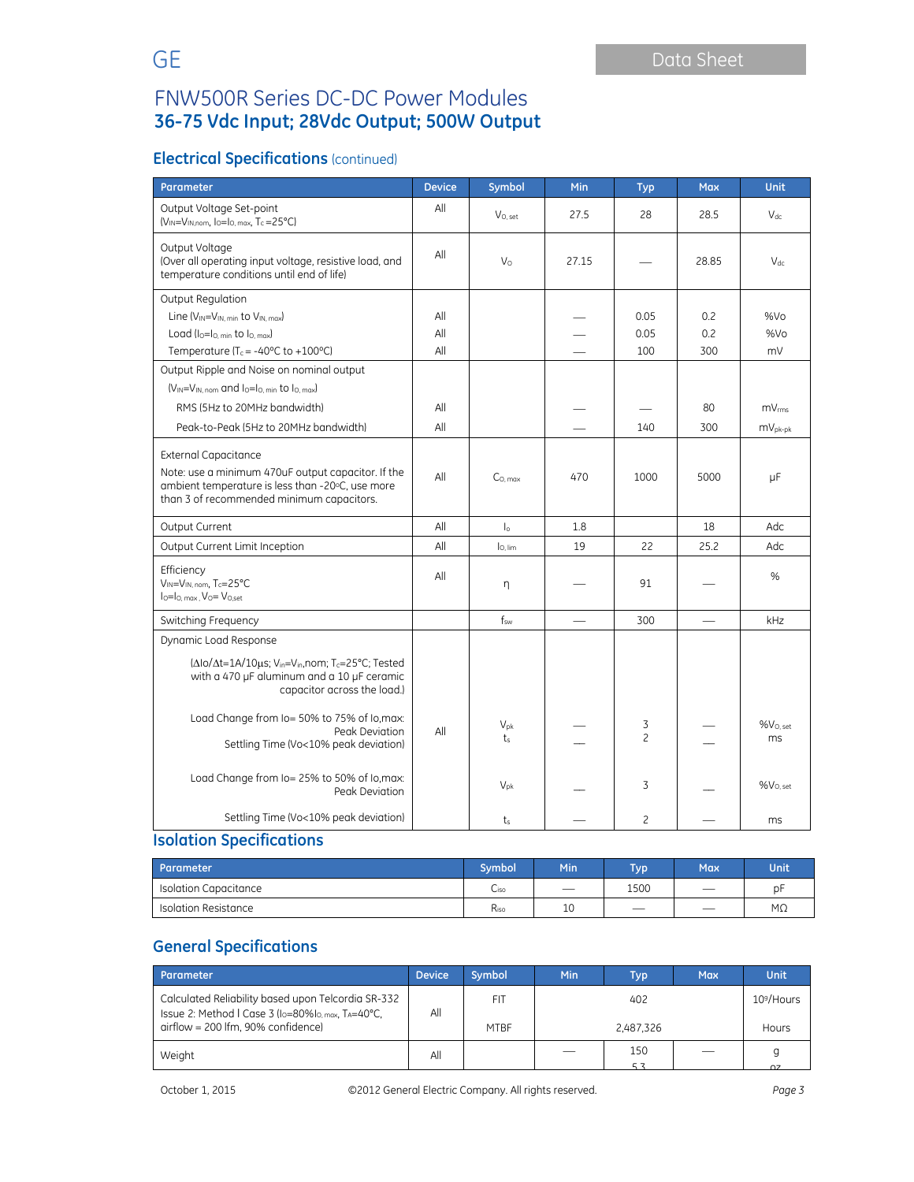## Electrical Specifications (continued)

| Parameter | Device | Symbol | Min | Typ | Max | Unit |
|---|---|---|---|---|---|---|
| Output Voltage Set-point ($V_{IN}$=$V_{IN,nom}$, $I_O$=$I_{O,max}$, $T_c$=25°C) | All | $V_{O,set}$ | 27.5 | 28 | 28.5 | $V_{dc}$ |
| Output Voltage (Over all operating input voltage, resistive load, and temperature conditions until end of life) | All | $V_O$ | 27.15 | — | 28.85 | $V_{dc}$ |
| Output Regulation | | | | | | |
| Line ($V_{IN}$=$V_{IN,min}$ to $V_{IN,max}$) | All | | — | 0.05 | 0.2 | %Vo |
| Load ($I_O$=$I_{O,min}$ to $I_{O,max}$) | All | | — | 0.05 | 0.2 | %Vo |
| Temperature ($T_c$ = -40°C to +100°C) | All | | — | 100 | 300 | mV |
| Output Ripple and Noise on nominal output ($V_{IN}$=$V_{IN,nom}$ and $I_O$=$I_{O,min}$ to $I_{O,max}$) | | | | | | |
| RMS (5Hz to 20MHz bandwidth) | All | | — | — | 80 | $mV_{rms}$ |
| Peak-to-Peak (5Hz to 20MHz bandwidth) | All | | — | 140 | 300 | $mV_{pk-pk}$ |
| External Capacitance<br>Note: use a minimum 470uF output capacitor. If the ambient temperature is less than -20°C, use more than 3 of recommended minimum capacitors. | All | $C_{O,max}$ | 470 | 1000 | 5000 | μF |
| Output Current | All | $I_o$ | 1.8 | | 18 | Adc |
| Output Current Limit Inception | All | $I_{O,lim}$ | 19 | 22 | 25.2 | Adc |
| Efficiency<br>$V_{IN}$=$V_{IN,nom}$, $T_c$=25°C<br>$I_O$=$I_{O,max}$, $V_O$= $V_{O,set}$ | All | η | — | 91 | — | % |
| Switching Frequency | | $f_{sw}$ | — | 300 | — | kHz |
| Dynamic Load Response<br>($\Delta Io/\Delta t$=1A/10μs; $V_{in}$=$V_{in,nom}$; $T_c$=25°C; Tested with a 470 μF aluminum and a 10 μF ceramic capacitor across the load.) | | | | | | |
| Load Change from Io= 50% to 75% of Io,max: Peak Deviation | All | $V_{pk}$ | — | 3 | — | $\%V_{O,set}$ |
| Settling Time (Vo<10% peak deviation) | | $t_s$ | — | 2 | — | ms |
| Load Change from Io= 25% to 50% of Io,max: Peak Deviation | | $V_{pk}$ | — | 3 | — | $\%V_{O,set}$ |
| Settling Time (Vo<10% peak deviation) | | $t_s$ | — | 2 | — | ms |

## Isolation Specifications

| Parameter | Symbol | Min | Typ | Max | Unit |
|---|---|---|---|---|---|
| Isolation Capacitance | $C_{iso}$ | — | 1500 | — | pF |
| Isolation Resistance | $R_{iso}$ | 10 | — | — | MΩ |

## General Specifications

| Parameter | Device | Symbol | Min | Typ | Max | Unit |
|---|---|---|---|---|---|---|
| Calculated Reliability based upon Telcordia SR-332 Issue 2: Method I Case 3 ($I_O$=80%$I_{O,max}$, $T_A$=40°C, airflow = 200 lfm, 90% confidence) | All | FIT | | 402 | | $10^9$/Hours |
| | | MTBF | | 2,487,326 | | Hours |
| Weight | All | | — | 150<br>5.3 | — | g<br>oz |

October 1, 2015 ©2012 General Electric Company. All rights reserved.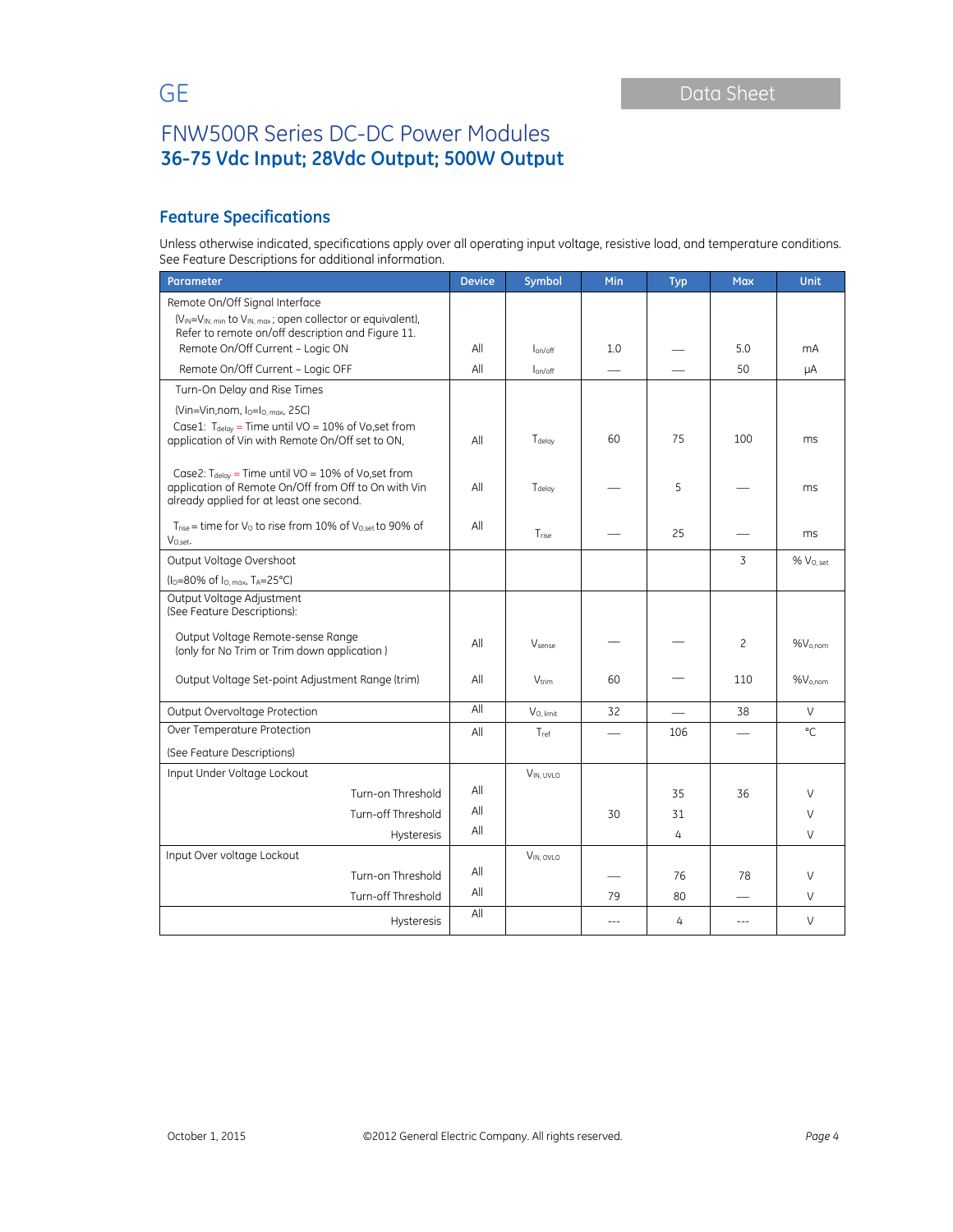# FNW500R Series DC-DC Power Modules
## 36-75 Vdc Input; 28Vdc Output; 500W Output

### Feature Specifications

Unless otherwise indicated, specifications apply over all operating input voltage, resistive load, and temperature conditions. See Feature Descriptions for additional information.

| Parameter | Device | Symbol | Min | Typ | Max | Unit |
|---|---|---|---|---|---|---|
| Remote On/Off Signal Interface ($V_{IN}$=$V_{IN, min}$ to $V_{IN, max}$ ; open collector or equivalent), Refer to remote on/off description and Figure 11. | | | | | | |
| Remote On/Off Current – Logic ON | All | $I_{on/off}$ | 1.0 | — | 5.0 | mA |
| Remote On/Off Current – Logic OFF | All | $I_{on/off}$ | — | — | 50 | μA |
| Turn-On Delay and Rise Times (Vin=Vin,nom, $I_O$=$I_{O, max}$, 25C) | | | | | | |
| Case1: $T_{delay}$ = Time until VO = 10% of Vo,set from application of Vin with Remote On/Off set to ON, | All | $T_{delay}$ | 60 | 75 | 100 | ms |
| Case2: $T_{delay}$ = Time until VO = 10% of Vo,set from application of Remote On/Off from Off to On with Vin already applied for at least one second. | All | $T_{delay}$ | — | 5 | — | ms |
| $T_{rise}$ = time for $V_O$ to rise from 10% of $V_{O,set}$ to 90% of $V_{O,set}$. | All | $T_{rise}$ | — | 25 | — | ms |
| Output Voltage Overshoot ($I_O$=80% of $I_{O, max}$, $T_A$=25°C) | | | | | 3 | % $V_{O, set}$ |
| Output Voltage Adjustment (See Feature Descriptions): | | | | | | |
| Output Voltage Remote-sense Range (only for No Trim or Trim down application ) | All | $V_{sense}$ | — | — | 2 | $\%V_{o,nom}$ |
| Output Voltage Set-point Adjustment Range (trim) | All | $V_{trim}$ | 60 | — | 110 | $\%V_{o,nom}$ |
| Output Overvoltage Protection | All | $V_{O, limit}$ | 32 | — | 38 | V |
| Over Temperature Protection (See Feature Descriptions) | All | $T_{ref}$ | — | 106 | — | °C |
| Input Under Voltage Lockout | | $V_{IN, UVLO}$ | | | | |
| Turn-on Threshold | All | | | 35 | 36 | V |
| Turn-off Threshold | All | | 30 | 31 | | V |
| Hysteresis | All | | | 4 | | V |
| Input Over voltage Lockout | | $V_{IN, OVLO}$ | | | | |
| Turn-on Threshold | All | | — | 76 | 78 | V |
| Turn-off Threshold | All | | 79 | 80 | — | V |
| Hysteresis | All | | --- | 4 | --- | V |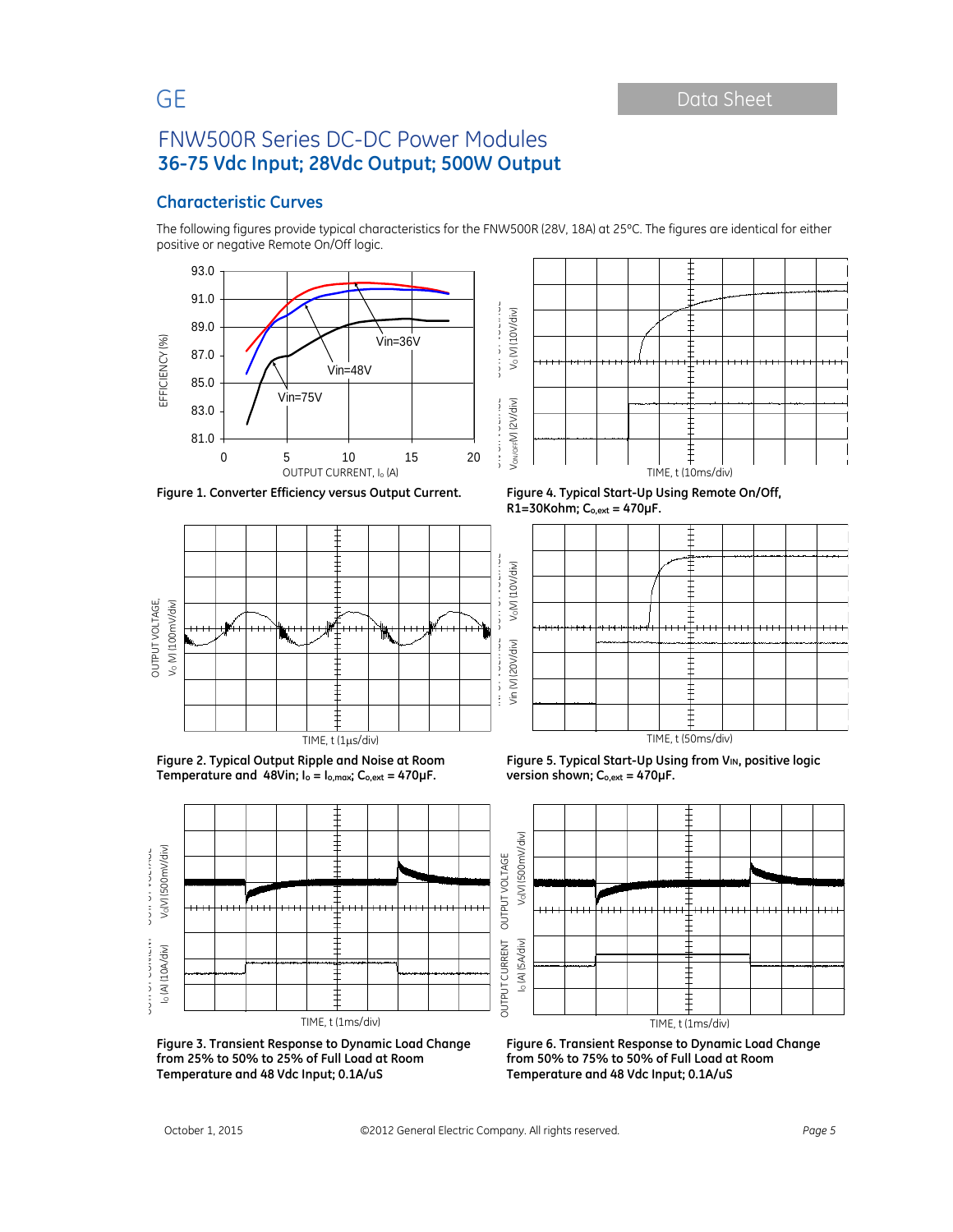## Characteristic Curves

The following figures provide typical characteristics for the FNW500R (28V, 18A) at 25°C. The figures are identical for either positive or negative Remote On/Off logic.

**Figure 1. Converter Efficiency versus Output Current.**

**Figure 2. Typical Output Ripple and Noise at Room Temperature and 48Vin; $I_o = I_{o,max}$; $C_{o,ext}$ = 470μF.**

**Figure 3. Transient Response to Dynamic Load Change from 25% to 50% to 25% of Full Load at Room Temperature and 48 Vdc Input; 0.1A/uS**

**Figure 4. Typical Start-Up Using Remote On/Off, R1=30Kohm; $C_{o,ext}$ = 470μF.**

**Figure 5. Typical Start-Up Using from $V_{IN}$, positive logic version shown; $C_{o,ext}$ = 470μF.**

**Figure 6. Transient Response to Dynamic Load Change from 50% to 75% to 50% of Full Load at Room Temperature and 48 Vdc Input; 0.1A/uS**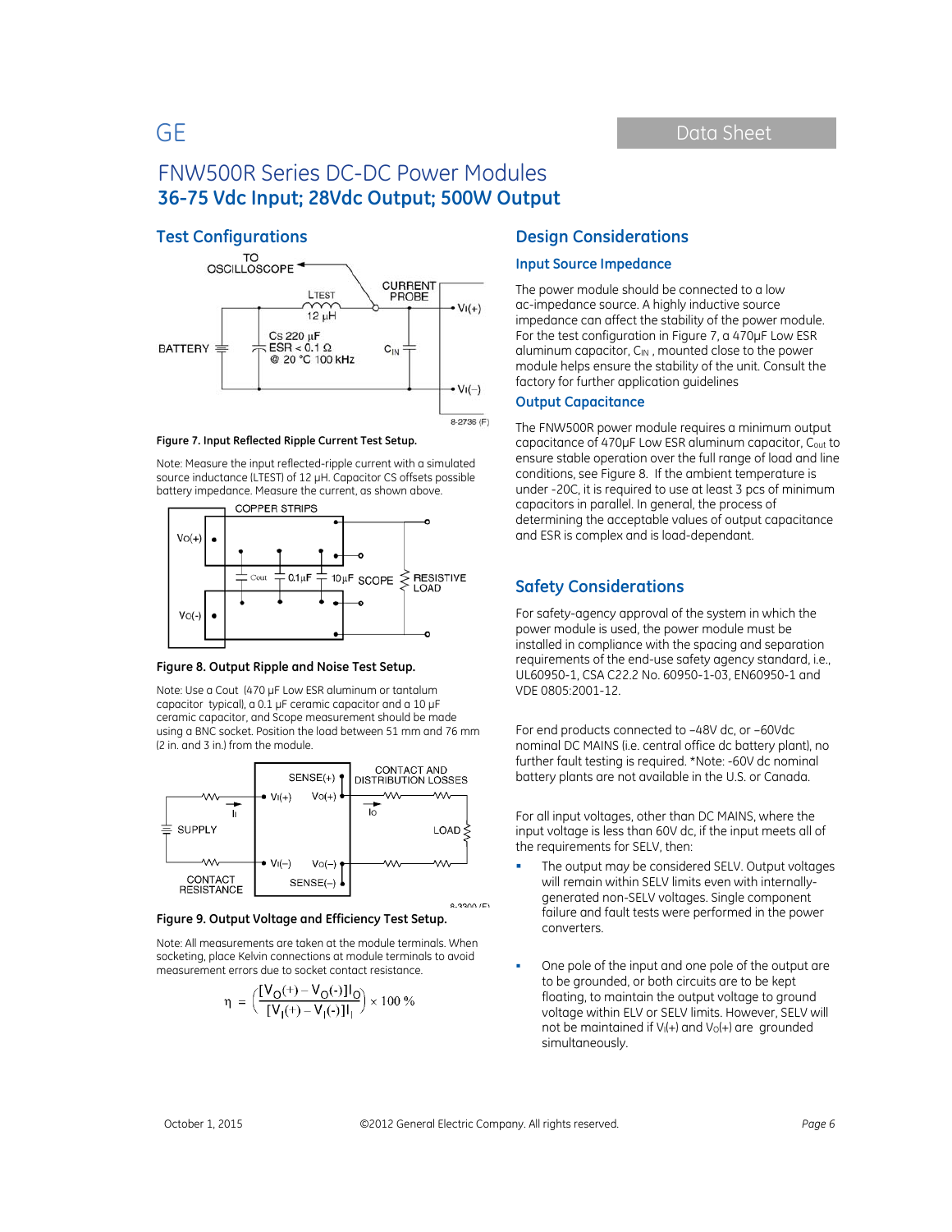## Test Configurations

**Figure 7. Input Reflected Ripple Current Test Setup.**

Note: Measure the input reflected-ripple current with a simulated source inductance (LTEST) of 12 μH. Capacitor CS offsets possible battery impedance. Measure the current, as shown above.

**Figure 8. Output Ripple and Noise Test Setup.**

Note: Use a Cout (470 μF Low ESR aluminum or tantalum capacitor typical), a 0.1 μF ceramic capacitor and a 10 μF ceramic capacitor, and Scope measurement should be made using a BNC socket. Position the load between 51 mm and 76 mm (2 in. and 3 in.) from the module.

**Figure 9. Output Voltage and Efficiency Test Setup.**

Note: All measurements are taken at the module terminals. When socketing, place Kelvin connections at module terminals to avoid measurement errors due to socket contact resistance.

$$\eta = \left(\frac{[V_O(+) - V_O(-)]I_O}{[V_I(+) - V_I(-)]I_I}\right) \times 100\ \%$$

## Design Considerations

### Input Source Impedance

The power module should be connected to a low ac-impedance source. A highly inductive source impedance can affect the stability of the power module. For the test configuration in Figure 7, a 470μF Low ESR aluminum capacitor, $C_{IN}$ , mounted close to the power module helps ensure the stability of the unit. Consult the factory for further application guidelines

### Output Capacitance

The FNW500R power module requires a minimum output capacitance of 470μF Low ESR aluminum capacitor, $C_{out}$ to ensure stable operation over the full range of load and line conditions, see Figure 8. If the ambient temperature is under -20C, it is required to use at least 3 pcs of minimum capacitors in parallel. In general, the process of determining the acceptable values of output capacitance and ESR is complex and is load-dependant.

## Safety Considerations

For safety-agency approval of the system in which the power module is used, the power module must be installed in compliance with the spacing and separation requirements of the end-use safety agency standard, i.e., UL60950-1, CSA C22.2 No. 60950-1-03, EN60950-1 and VDE 0805:2001-12.

For end products connected to –48V dc, or –60Vdc nominal DC MAINS (i.e. central office dc battery plant), no further fault testing is required. *Note: -60V dc nominal battery plants are not available in the U.S. or Canada.

For all input voltages, other than DC MAINS, where the input voltage is less than 60V dc, if the input meets all of the requirements for SELV, then:

- The output may be considered SELV. Output voltages will remain within SELV limits even with internally-generated non-SELV voltages. Single component failure and fault tests were performed in the power converters.
- One pole of the input and one pole of the output are to be grounded, or both circuits are to be kept floating, to maintain the output voltage to ground voltage within ELV or SELV limits. However, SELV will not be maintained if $V_I(+)$ and $V_O(+)$ are grounded simultaneously.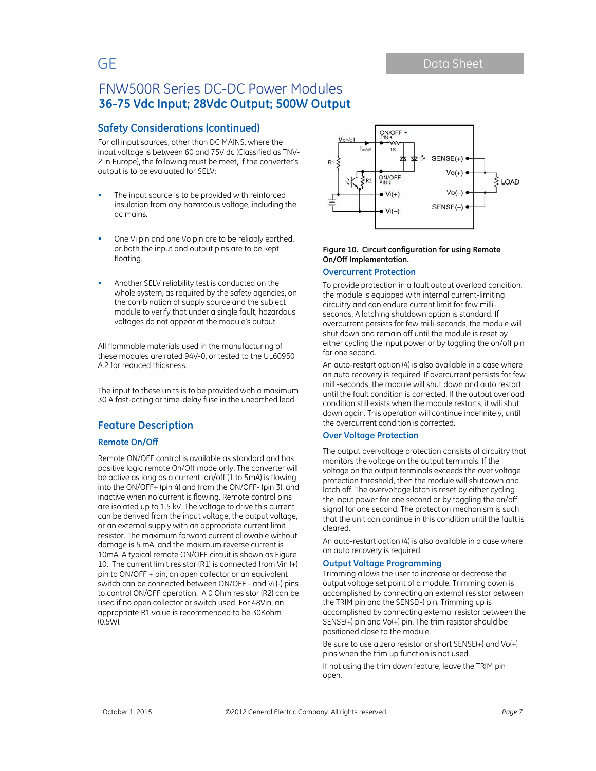## Safety Considerations (continued)

For all input sources, other than DC MAINS, where the input voltage is between 60 and 75V dc (Classified as TNV-2 in Europe), the following must be meet, if the converter's output is to be evaluated for SELV:

- The input source is to be provided with reinforced insulation from any hazardous voltage, including the ac mains.
- One Vi pin and one Vo pin are to be reliably earthed, or both the input and output pins are to be kept floating.
- Another SELV reliability test is conducted on the whole system, as required by the safety agencies, on the combination of supply source and the subject module to verify that under a single fault, hazardous voltages do not appear at the module's output.

All flammable materials used in the manufacturing of these modules are rated 94V-0, or tested to the UL60950 A.2 for reduced thickness.

The input to these units is to be provided with a maximum 30 A fast-acting or time-delay fuse in the unearthed lead.

## Feature Description

### Remote On/Off

Remote ON/OFF control is available as standard and has positive logic remote On/Off mode only. The converter will be active as long as a current Ion/off (1 to 5mA) is flowing into the ON/OFF+ (pin 4) and from the ON/OFF- (pin 3), and inactive when no current is flowing. Remote control pins are isolated up to 1.5 kV. The voltage to drive this current can be derived from the input voltage, the output voltage, or an external supply with an appropriate current limit resistor. The maximum forward current allowable without damage is 5 mA, and the maximum reverse current is 10mA. A typical remote ON/OFF circuit is shown as Figure 10. The current limit resistor (R1) is connected from Vin (+) pin to ON/OFF + pin, an open collector or an equivalent switch can be connected between ON/OFF - and $V_I$ (-) pins to control ON/OFF operation. A 0 Ohm resistor (R2) can be used if no open collector or switch used. For 48Vin, an appropriate R1 value is recommended to be 30Kohm (0.5W).

**Figure 10. Circuit configuration for using Remote On/Off Implementation.**

### Overcurrent Protection

To provide protection in a fault output overload condition, the module is equipped with internal current-limiting circuitry and can endure current limit for few milli-seconds. A latching shutdown option is standard. If overcurrent persists for few milli-seconds, the module will shut down and remain off until the module is reset by either cycling the input power or by toggling the on/off pin for one second.

An auto-restart option (4) is also available in a case where an auto recovery is required. If overcurrent persists for few milli-seconds, the module will shut down and auto restart until the fault condition is corrected. If the output overload condition still exists when the module restarts, it will shut down again. This operation will continue indefinitely, until the overcurrent condition is corrected.

### Over Voltage Protection

The output overvoltage protection consists of circuitry that monitors the voltage on the output terminals. If the voltage on the output terminals exceeds the over voltage protection threshold, then the module will shutdown and latch off. The overvoltage latch is reset by either cycling the input power for one second or by toggling the on/off signal for one second. The protection mechanism is such that the unit can continue in this condition until the fault is cleared.

An auto-restart option (4) is also available in a case where an auto recovery is required.

### Output Voltage Programming

Trimming allows the user to increase or decrease the output voltage set point of a module. Trimming down is accomplished by connecting an external resistor between the TRIM pin and the SENSE(-) pin. Trimming up is accomplished by connecting external resistor between the SENSE(+) pin and Vo(+) pin. The trim resistor should be positioned close to the module.

Be sure to use a zero resistor or short SENSE(+) and Vo(+) pins when the trim up function is not used.

If not using the trim down feature, leave the TRIM pin open.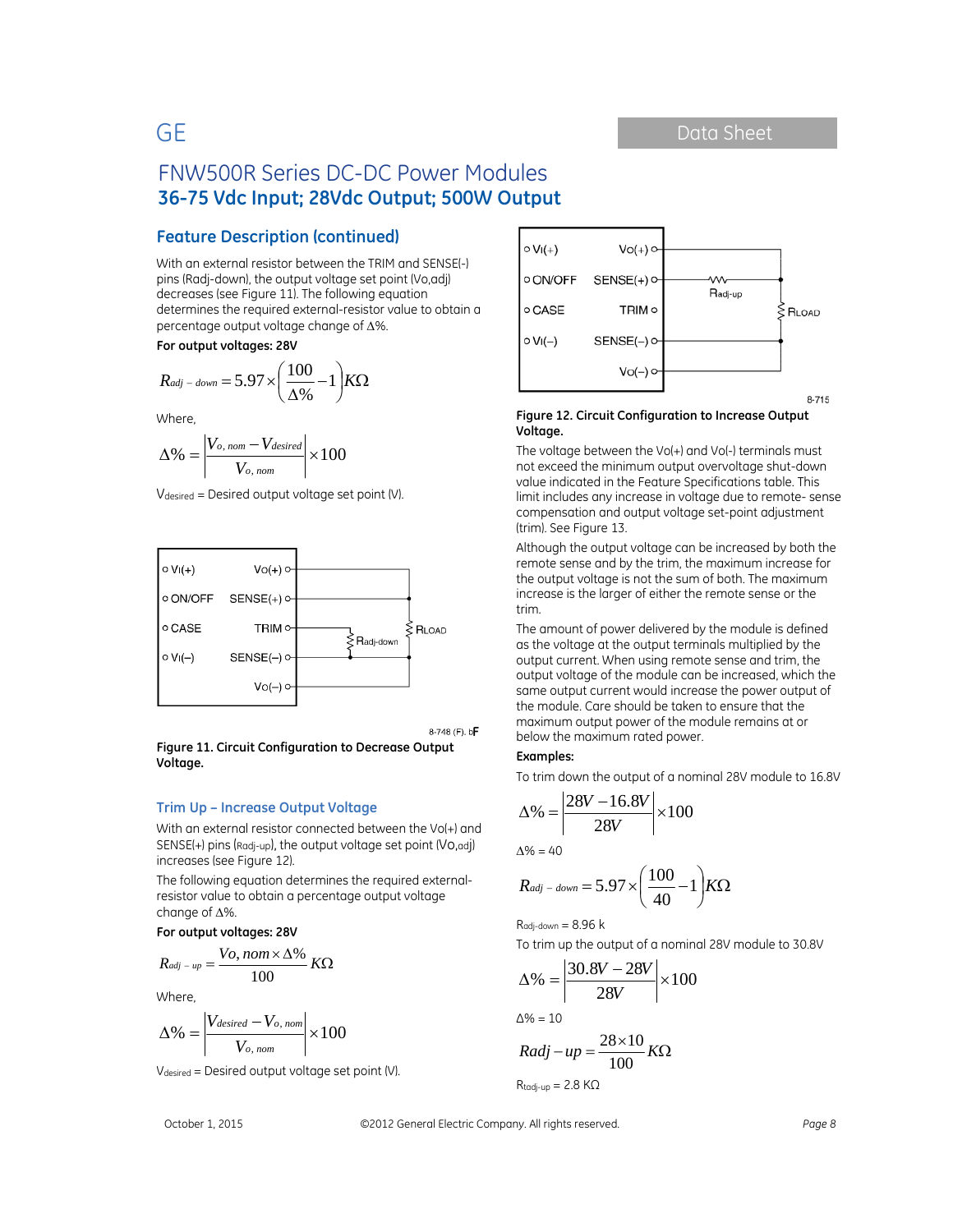## Feature Description (continued)

With an external resistor between the TRIM and SENSE(-) pins (Radj-down), the output voltage set point (Vo,adj) decreases (see Figure 11). The following equation determines the required external-resistor value to obtain a percentage output voltage change of Δ%.

**For output voltages: 28V**

$$R_{adj-down} = 5.97 \times \left(\frac{100}{\Delta\%} - 1\right) K\Omega$$

Where,

$$\Delta\% = \left|\frac{V_{o,\,nom} - V_{desired}}{V_{o,\,nom}}\right| \times 100$$

$V_{desired}$ = Desired output voltage set point (V).

Figure 11. Circuit Configuration to Decrease Output Voltage.

### Trim Up – Increase Output Voltage

With an external resistor connected between the Vo(+) and SENSE(+) pins (Radj-up), the output voltage set point (Vo,adj) increases (see Figure 12).

The following equation determines the required external-resistor value to obtain a percentage output voltage change of Δ%.

**For output voltages: 28V**

$$R_{adj-up} = \frac{Vo,nom \times \Delta\%}{100} K\Omega$$

Where,

$$\Delta\% = \left|\frac{V_{desired} - V_{o,\,nom}}{V_{o,\,nom}}\right| \times 100$$

$V_{desired}$ = Desired output voltage set point (V).

Figure 12. Circuit Configuration to Increase Output Voltage.

The voltage between the Vo(+) and Vo(-) terminals must not exceed the minimum output overvoltage shut-down value indicated in the Feature Specifications table. This limit includes any increase in voltage due to remote- sense compensation and output voltage set-point adjustment (trim). See Figure 13.

Although the output voltage can be increased by both the remote sense and by the trim, the maximum increase for the output voltage is not the sum of both. The maximum increase is the larger of either the remote sense or the trim.

The amount of power delivered by the module is defined as the voltage at the output terminals multiplied by the output current. When using remote sense and trim, the output voltage of the module can be increased, which the same output current would increase the power output of the module. Care should be taken to ensure that the maximum output power of the module remains at or below the maximum rated power.

**Examples:**

To trim down the output of a nominal 28V module to 16.8V

$$\Delta\% = \left|\frac{28V - 16.8V}{28V}\right| \times 100$$

Δ% = 40

$$R_{adj-down} = 5.97 \times \left(\frac{100}{40} - 1\right) K\Omega$$

$R_{adj-down}$ = 8.96 k

To trim up the output of a nominal 28V module to 30.8V

$$\Delta\% = \left|\frac{30.8V - 28V}{28V}\right| \times 100$$

Δ% = 10

$$Radj - up = \frac{28 \times 10}{100} K\Omega$$

$R_{tadj-up}$ = 2.8 KΩ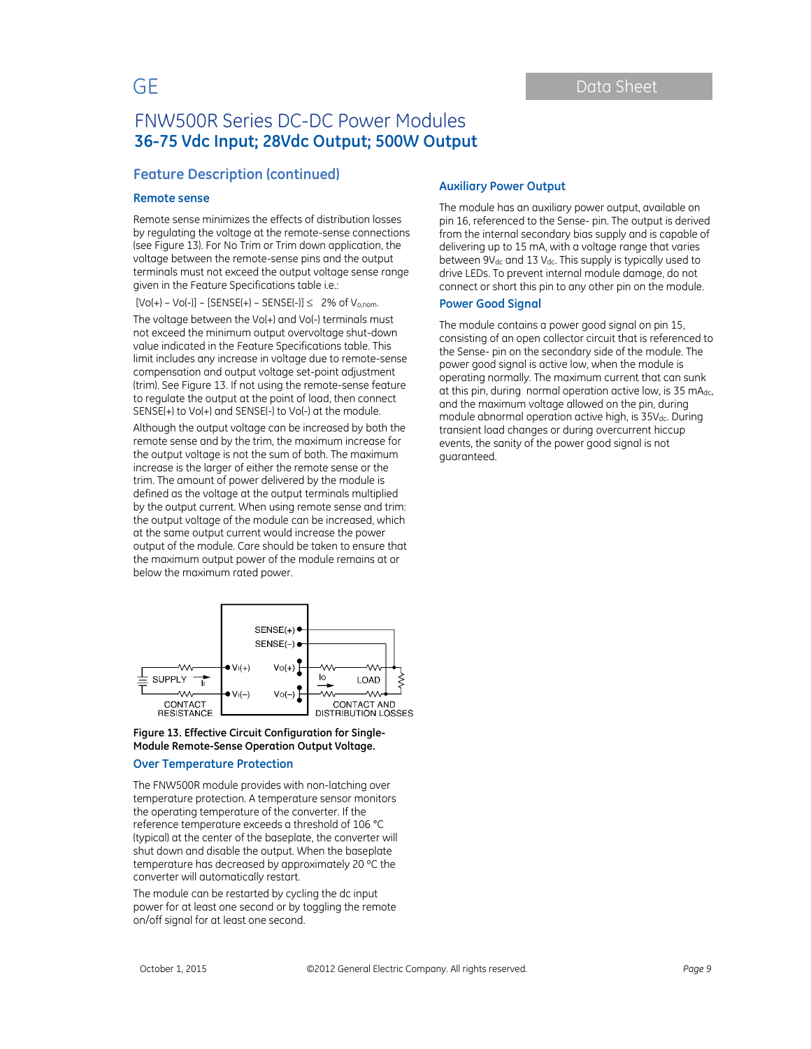# FNW500R Series DC-DC Power Modules

## 36-75 Vdc Input; 28Vdc Output; 500W Output

## Feature Description (continued)

### Remote sense

Remote sense minimizes the effects of distribution losses by regulating the voltage at the remote-sense connections (see Figure 13). For No Trim or Trim down application, the voltage between the remote-sense pins and the output terminals must not exceed the output voltage sense range given in the Feature Specifications table i.e.:

$[Vo(+) – Vo(-)] – [SENSE(+) – SENSE(-)] \leq$ 2% of $V_{o,nom}$.

The voltage between the Vo(+) and Vo(-) terminals must not exceed the minimum output overvoltage shut-down value indicated in the Feature Specifications table. This limit includes any increase in voltage due to remote-sense compensation and output voltage set-point adjustment (trim). See Figure 13. If not using the remote-sense feature to regulate the output at the point of load, then connect SENSE(+) to Vo(+) and SENSE(-) to Vo(-) at the module.

Although the output voltage can be increased by both the remote sense and by the trim, the maximum increase for the output voltage is not the sum of both. The maximum increase is the larger of either the remote sense or the trim. The amount of power delivered by the module is defined as the voltage at the output terminals multiplied by the output current. When using remote sense and trim: the output voltage of the module can be increased, which at the same output current would increase the power output of the module. Care should be taken to ensure that the maximum output power of the module remains at or below the maximum rated power.

**Figure 13. Effective Circuit Configuration for Single-Module Remote-Sense Operation Output Voltage.**

### Over Temperature Protection

The FNW500R module provides with non-latching over temperature protection. A temperature sensor monitors the operating temperature of the converter. If the reference temperature exceeds a threshold of 106 °C (typical) at the center of the baseplate, the converter will shut down and disable the output. When the baseplate temperature has decreased by approximately 20 °C the converter will automatically restart.

The module can be restarted by cycling the dc input power for at least one second or by toggling the remote on/off signal for at least one second.

### Auxiliary Power Output

The module has an auxiliary power output, available on pin 16, referenced to the Sense- pin. The output is derived from the internal secondary bias supply and is capable of delivering up to 15 mA, with a voltage range that varies between $9V_{dc}$ and 13 $V_{dc}$. This supply is typically used to drive LEDs. To prevent internal module damage, do not connect or short this pin to any other pin on the module.

### Power Good Signal

The module contains a power good signal on pin 15, consisting of an open collector circuit that is referenced to the Sense- pin on the secondary side of the module. The power good signal is active low, when the module is operating normally. The maximum current that can sunk at this pin, during normal operation active low, is 35 $mA_{dc}$, and the maximum voltage allowed on the pin, during module abnormal operation active high, is $35V_{dc}$. During transient load changes or during overcurrent hiccup events, the sanity of the power good signal is not guaranteed.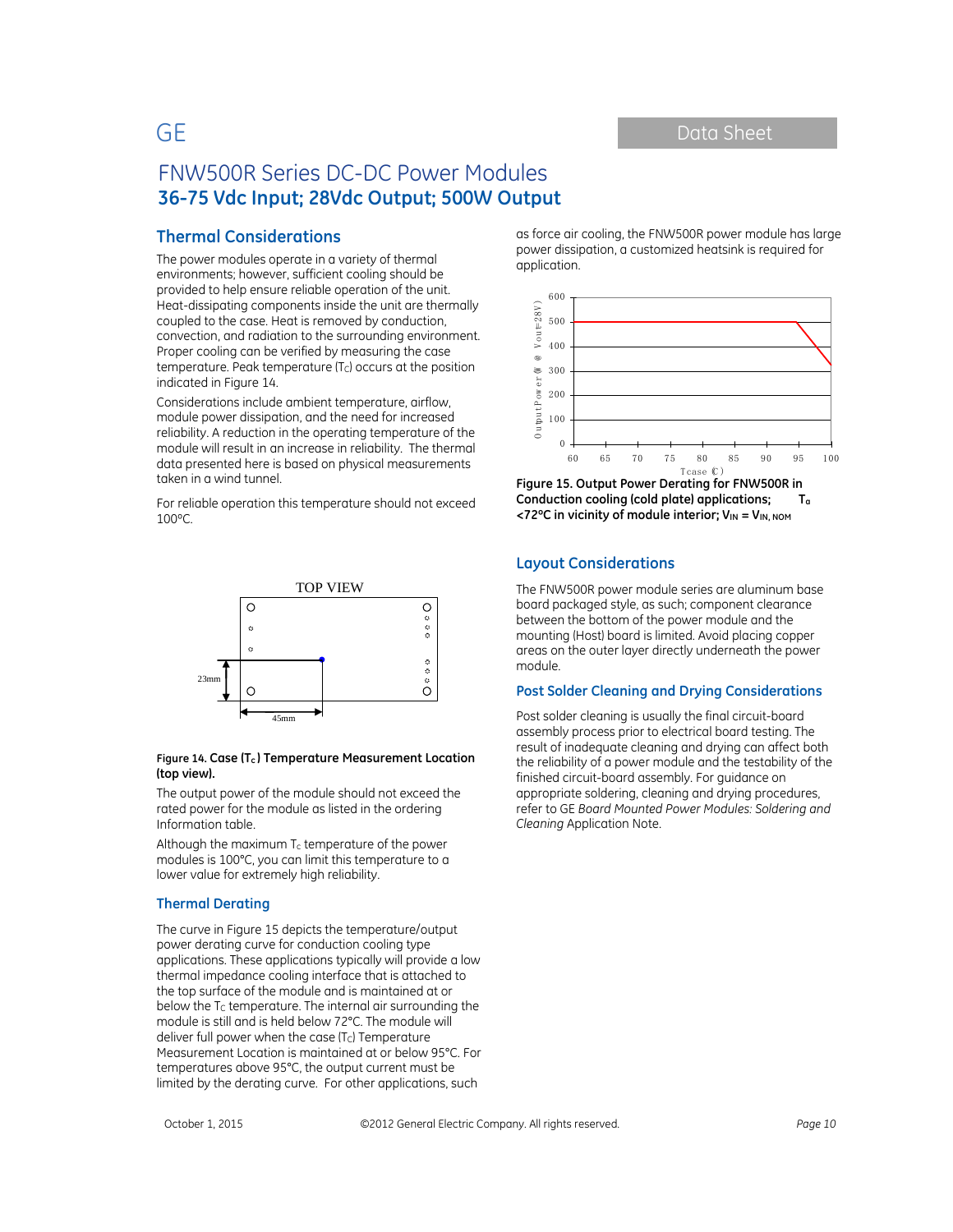## Thermal Considerations

The power modules operate in a variety of thermal environments; however, sufficient cooling should be provided to help ensure reliable operation of the unit. Heat-dissipating components inside the unit are thermally coupled to the case. Heat is removed by conduction, convection, and radiation to the surrounding environment. Proper cooling can be verified by measuring the case temperature. Peak temperature ($T_C$) occurs at the position indicated in Figure 14.

Considerations include ambient temperature, airflow, module power dissipation, and the need for increased reliability. A reduction in the operating temperature of the module will result in an increase in reliability. The thermal data presented here is based on physical measurements taken in a wind tunnel.

For reliable operation this temperature should not exceed 100°C.

**Figure 14. Case ($T_c$) Temperature Measurement Location (top view).**

The output power of the module should not exceed the rated power for the module as listed in the ordering Information table.

Although the maximum $T_c$ temperature of the power modules is 100°C, you can limit this temperature to a lower value for extremely high reliability.

### Thermal Derating

The curve in Figure 15 depicts the temperature/output power derating curve for conduction cooling type applications. These applications typically will provide a low thermal impedance cooling interface that is attached to the top surface of the module and is maintained at or below the $T_C$ temperature. The internal air surrounding the module is still and is held below 72°C. The module will deliver full power when the case ($T_C$) Temperature Measurement Location is maintained at or below 95°C. For temperatures above 95°C, the output current must be limited by the derating curve. For other applications, such as force air cooling, the FNW500R power module has large power dissipation, a customized heatsink is required for application.

**Figure 15. Output Power Derating for FNW500R in Conduction cooling (cold plate) applications; $T_a$ <72°C in vicinity of module interior; $V_{IN}$ = $V_{IN, NOM}$**

## Layout Considerations

The FNW500R power module series are aluminum base board packaged style, as such; component clearance between the bottom of the power module and the mounting (Host) board is limited. Avoid placing copper areas on the outer layer directly underneath the power module.

## Post Solder Cleaning and Drying Considerations

Post solder cleaning is usually the final circuit-board assembly process prior to electrical board testing. The result of inadequate cleaning and drying can affect both the reliability of a power module and the testability of the finished circuit-board assembly. For guidance on appropriate soldering, cleaning and drying procedures, refer to GE *Board Mounted Power Modules: Soldering and Cleaning* Application Note.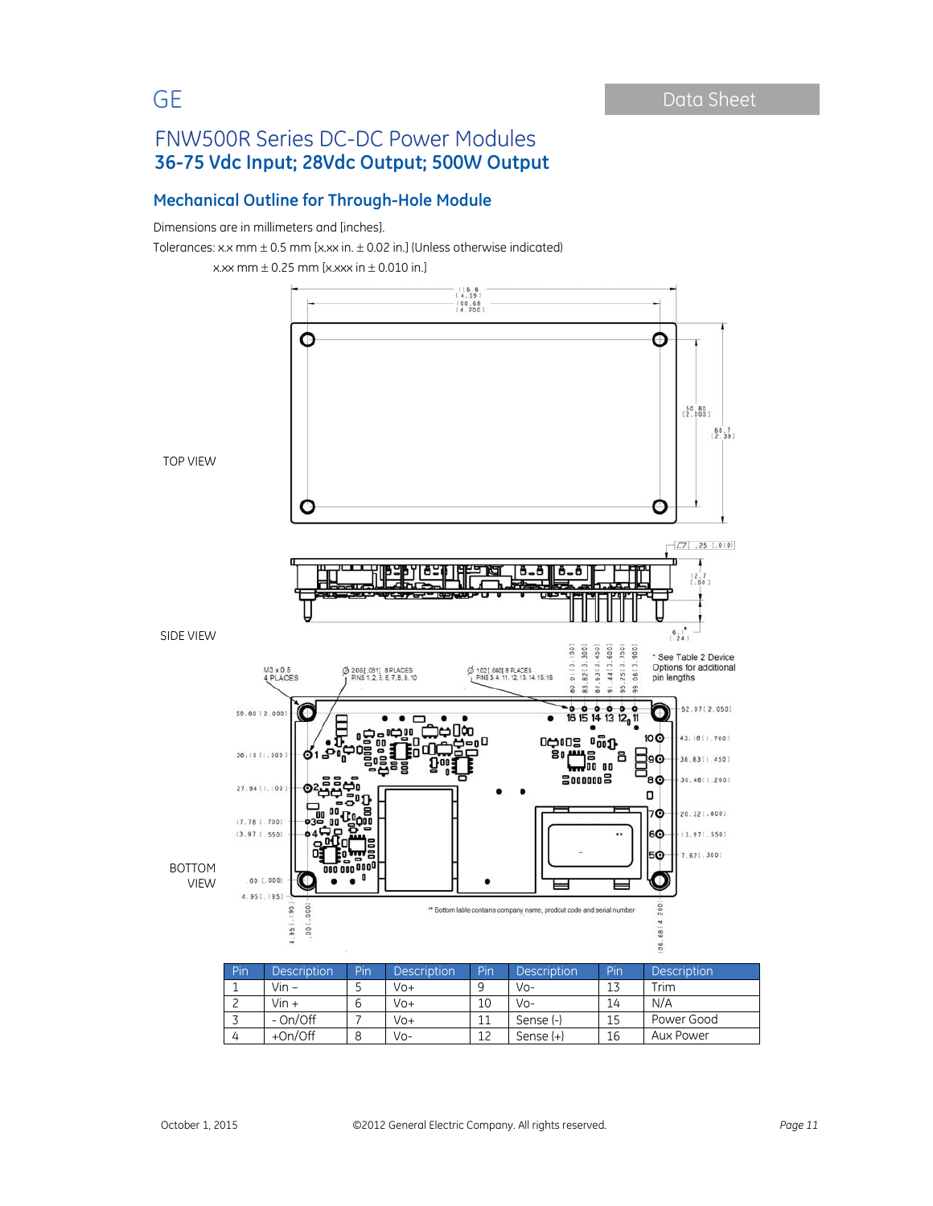GE

Data Sheet

# FNW500R Series DC-DC Power Modules

## 36-75 Vdc Input; 28Vdc Output; 500W Output

### Mechanical Outline for Through-Hole Module

Dimensions are in millimeters and [inches].

Tolerances: x.x mm ± 0.5 mm [x.xx in. ± 0.02 in.] (Unless otherwise indicated)

x.xx mm ± 0.25 mm [x.xxx in ± 0.010 in.]

TOP VIEW

SIDE VIEW

* See Table 2 Device Options for additional pin lengths

BOTTOM VIEW

** Bottom lable contains company name, prodcut code and serial number

| Pin | Description | Pin | Description | Pin | Description | Pin | Description |
|---|---|---|---|---|---|---|---|
| 1 | Vin – | 5 | Vo+ | 9 | Vo- | 13 | Trim |
| 2 | Vin + | 6 | Vo+ | 10 | Vo- | 14 | N/A |
| 3 | - On/Off | 7 | Vo+ | 11 | Sense (-) | 15 | Power Good |
| 4 | +On/Off | 8 | Vo- | 12 | Sense (+) | 16 | Aux Power |

October 1, 2015 ©2012 General Electric Company. All rights reserved.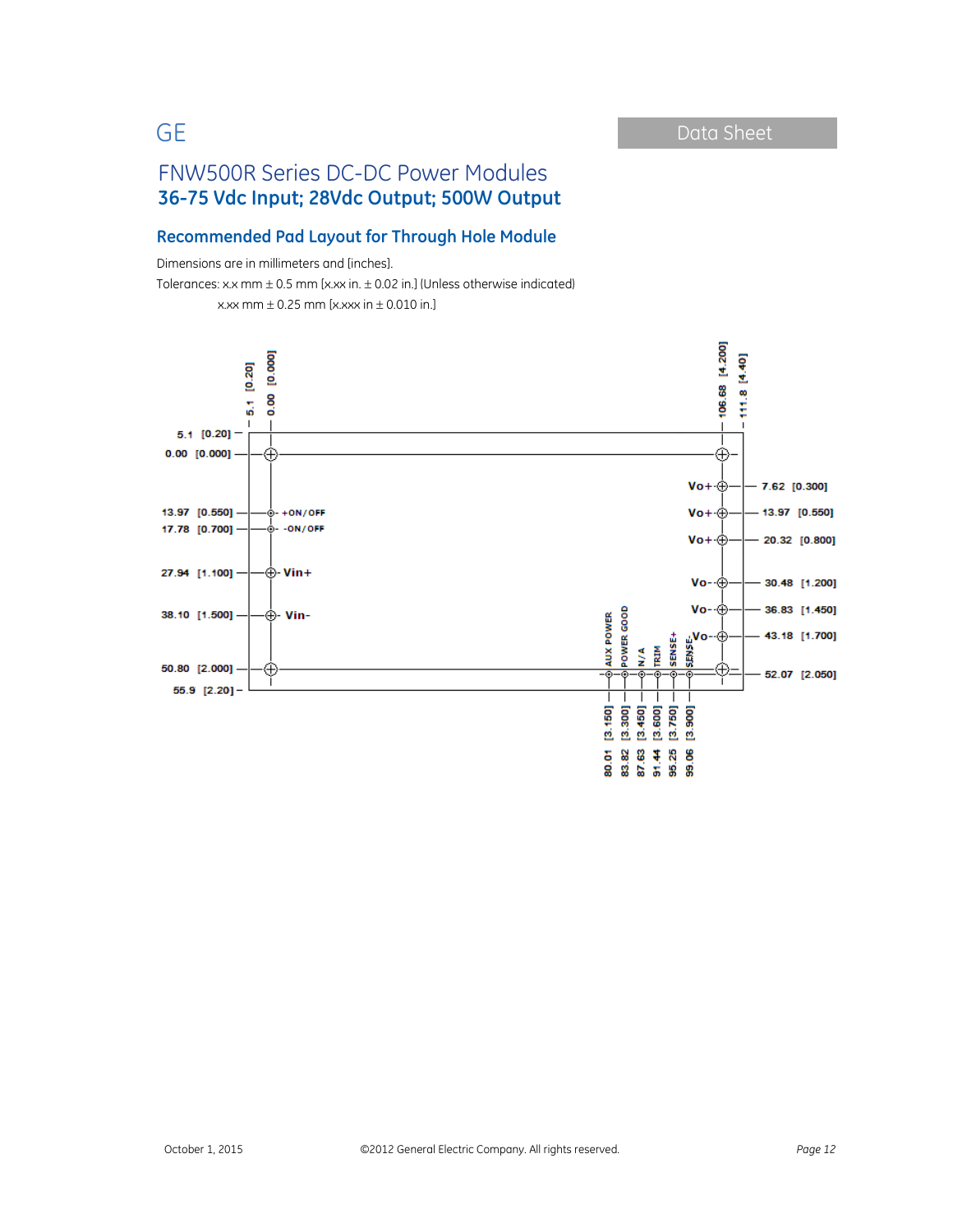# FNW500R Series DC-DC Power Modules

## 36-75 Vdc Input; 28Vdc Output; 500W Output

### Recommended Pad Layout for Through Hole Module

Dimensions are in millimeters and [inches].

Tolerances: x.x mm ± 0.5 mm [x.xx in. ± 0.02 in.] (Unless otherwise indicated)

x.xx mm ± 0.25 mm [x.xxx in ± 0.010 in.]

| Pin | Position mm [in] |
|---|---|
| +ON/OFF | 13.97 [0.550] |
| -ON/OFF | 17.78 [0.700] |
| Vin+ | 27.94 [1.100] |
| Vin- | 38.10 [1.500] |
| Vo+ | 7.62 [0.300] |
| Vo+ | 13.97 [0.550] |
| Vo+ | 20.32 [0.800] |
| Vo- | 30.48 [1.200] |
| Vo- | 36.83 [1.450] |
| Vo- | 43.18 [1.700] |
| AUX POWER | 80.01 [3.150] |
| POWER GOOD | 83.82 [3.300] |
| N/A | 87.63 [3.450] |
| TRIM | 91.44 [3.600] |
| SENSE+ | 95.25 [3.750] |
| SENSE- | 99.06 [3.900] |

Other dimensions: 5.1 [0.20]; 0.00 [0.000]; 50.80 [2.000]; 55.9 [2.20]; 52.07 [2.050]; 106.68 [4.200]; 111.8 [4.40]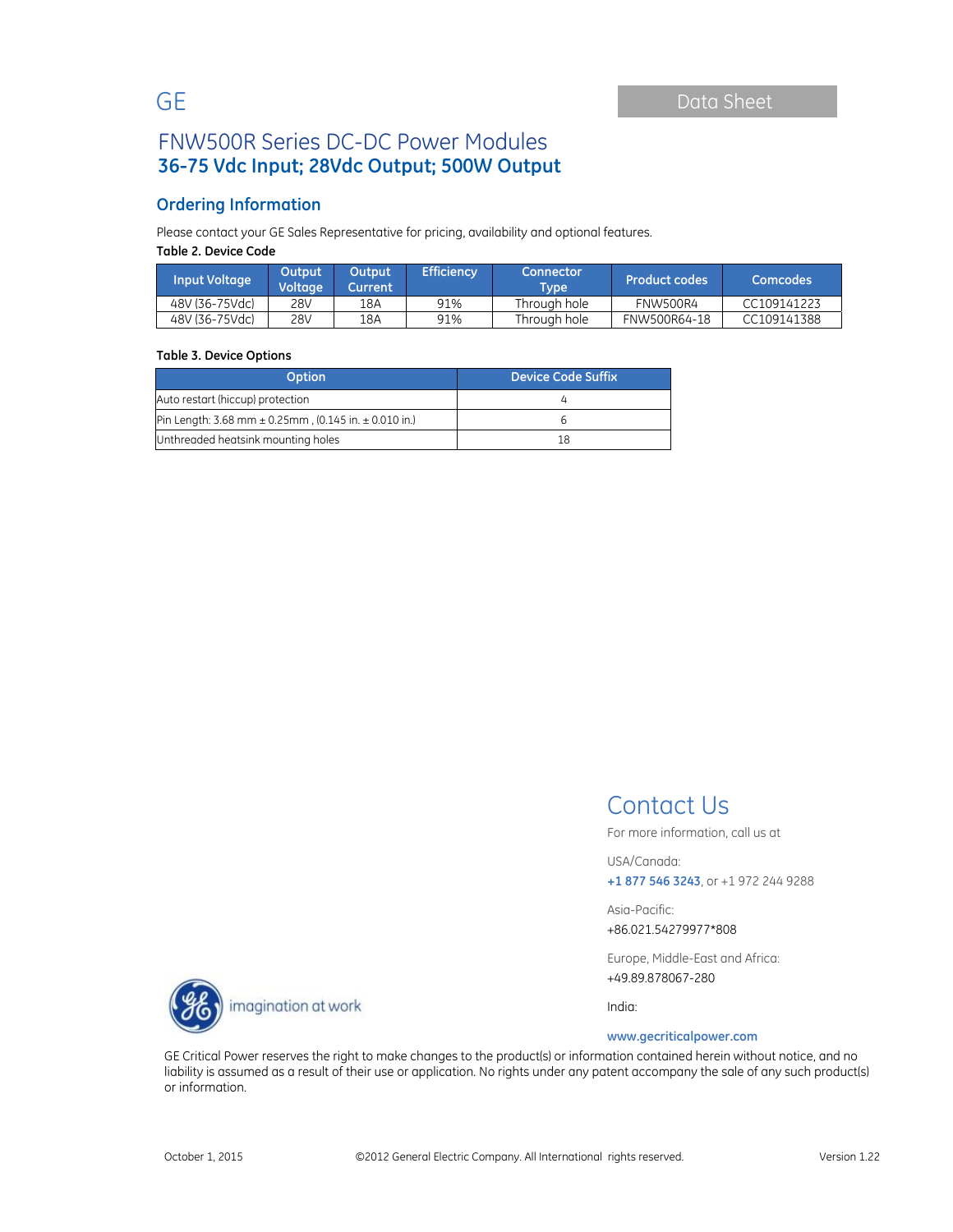GE

Data Sheet

# FNW500R Series DC-DC Power Modules

## 36-75 Vdc Input; 28Vdc Output; 500W Output

## Ordering Information

Please contact your GE Sales Representative for pricing, availability and optional features.

**Table 2. Device Code**

| Input Voltage | Output Voltage | Output Current | Efficiency | Connector Type | Product codes | Comcodes |
|---|---|---|---|---|---|---|
| 48V (36-75Vdc) | 28V | 18A | 91% | Through hole | FNW500R4 | CC109141223 |
| 48V (36-75Vdc) | 28V | 18A | 91% | Through hole | FNW500R64-18 | CC109141388 |

**Table 3. Device Options**

| Option | Device Code Suffix |
|---|---|
| Auto restart (hiccup) protection | 4 |
| Pin Length: 3.68 mm ± 0.25mm , (0.145 in. ± 0.010 in.) | 6 |
| Unthreaded heatsink mounting holes | 18 |

## Contact Us

For more information, call us at

USA/Canada:

**+1 877 546 3243**, or +1 972 244 9288

Asia-Pacific:

+86.021.54279977*808

Europe, Middle-East and Africa:

+49.89.878067-280

India:

www.gecriticalpower.com

imagination at work

GE Critical Power reserves the right to make changes to the product(s) or information contained herein without notice, and no liability is assumed as a result of their use or application. No rights under any patent accompany the sale of any such product(s) or information.

October 1, 2015 ©2012 General Electric Company. All International rights reserved. Version 1.22